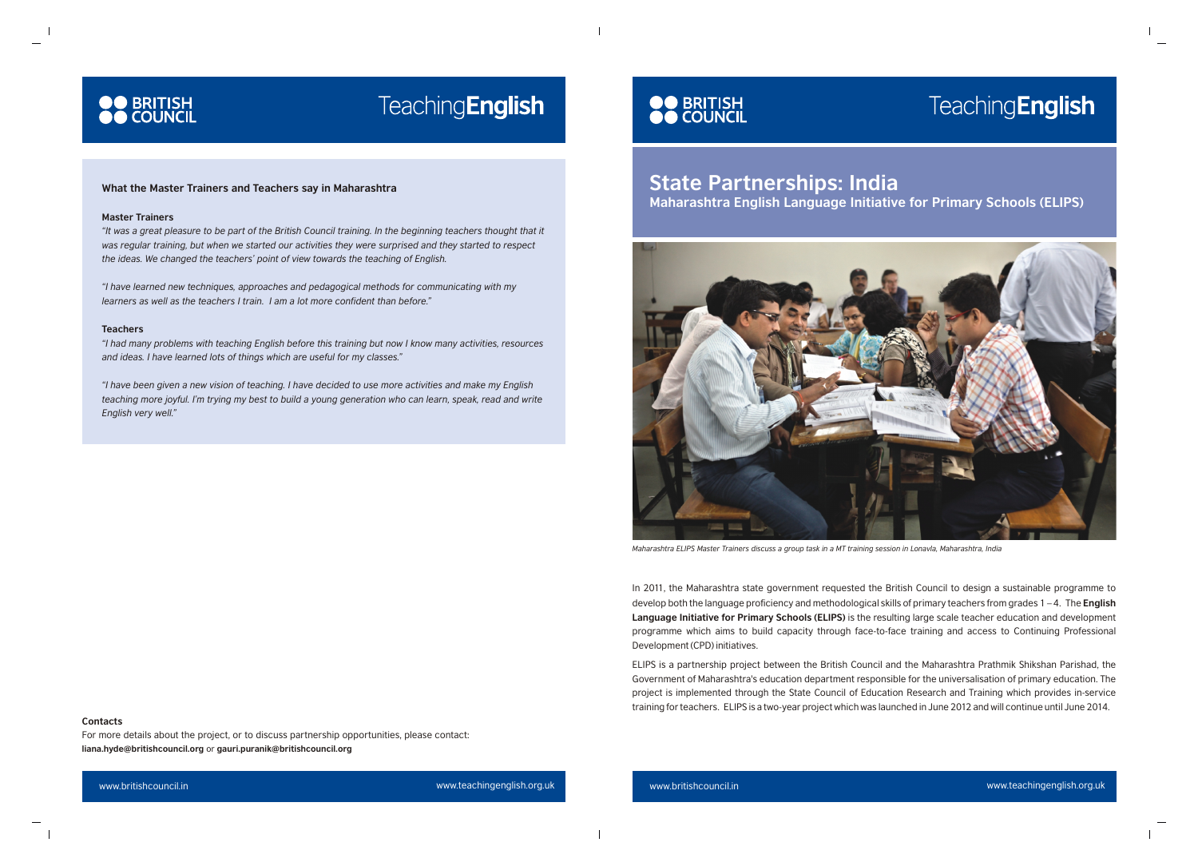**BRITISH COUNCIL** | Teaching**English**

### What the Master Trainers and Teachers say in Maharashtra

**Master Trainers**

*"It was a great pleasure to be part of the British Council training. In the beginning teachers thought that it was regular training, but when we started our activities they were surprised and they started to respect the ideas. We changed the teachers' point of view towards the teaching of English.*

*"I have learned new techniques, approaches and pedagogical methods for communicating with my learners as well as the teachers I train. I am a lot more confident than before."*

**Teachers**

*"I had many problems with teaching English before this training but now I know many activities, resources and ideas. I have learned lots of things which are useful for my classes."*

*"I have been given a new vision of teaching. I have decided to use more activities and make my English teaching more joyful. I'm trying my best to build a young generation who can learn, speak, read and write English very well."*

**Contacts**

For more details about the project, or to discuss partnership opportunities, please contact:
**liana.hyde@britishcouncil.org** or **gauri.puranik@britishcouncil.org**

www.britishcouncil.in www.teachingenglish.org.uk

**BRITISH COUNCIL** | Teaching**English**

# State Partnerships: India

## Maharashtra English Language Initiative for Primary Schools (ELIPS)

*Maharashtra ELIPS Master Trainers discuss a group task in a MT training session in Lonavla, Maharashtra, India*

In 2011, the Maharashtra state government requested the British Council to design a sustainable programme to develop both the language proficiency and methodological skills of primary teachers from grades 1 – 4. The **English Language Initiative for Primary Schools (ELIPS)** is the resulting large scale teacher education and development programme which aims to build capacity through face-to-face training and access to Continuing Professional Development (CPD) initiatives.

ELIPS is a partnership project between the British Council and the Maharashtra Prathmik Shikshan Parishad, the Government of Maharashtra's education department responsible for the universalisation of primary education. The project is implemented through the State Council of Education Research and Training which provides in-service training for teachers. ELIPS is a two-year project which was launched in June 2012 and will continue until June 2014.

www.britishcouncil.in www.teachingenglish.org.uk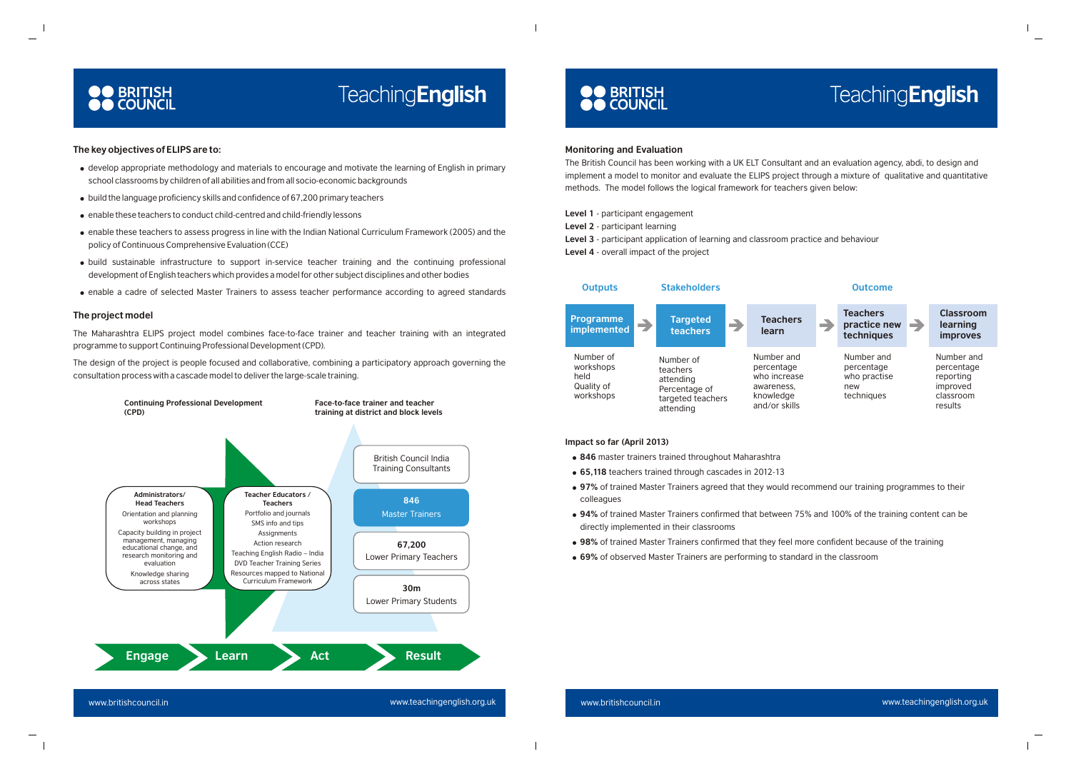## The key objectives of ELIPS are to:

- develop appropriate methodology and materials to encourage and motivate the learning of English in primary school classrooms by children of all abilities and from all socio-economic backgrounds
- build the language proficiency skills and confidence of 67,200 primary teachers
- enable these teachers to conduct child-centred and child-friendly lessons
- enable these teachers to assess progress in line with the Indian National Curriculum Framework (2005) and the policy of Continuous Comprehensive Evaluation (CCE)
- build sustainable infrastructure to support in-service teacher training and the continuing professional development of English teachers which provides a model for other subject disciplines and other bodies
- enable a cadre of selected Master Trainers to assess teacher performance according to agreed standards

## The project model

The Maharashtra ELIPS project model combines face-to-face trainer and teacher training with an integrated programme to support Continuing Professional Development (CPD).

The design of the project is people focused and collaborative, combining a participatory approach governing the consultation process with a cascade model to deliver the large-scale training.

Continuing Professional Development (CPD)

Face-to-face trainer and teacher training at district and block levels

**Administrators/ Head Teachers**
Orientation and planning workshops
Capacity building in project management, managing educational change, and research monitoring and evaluation
Knowledge sharing across states

**Teacher Educators / Teachers**
Portfolio and journals
SMS info and tips
Assignments
Action research
Teaching English Radio – India
DVD Teacher Training Series
Resources mapped to National Curriculum Framework

British Council India Training Consultants

**846** Master Trainers

**67,200** Lower Primary Teachers

**30m** Lower Primary Students

Engage → Learn → Act → Result

## Monitoring and Evaluation

The British Council has been working with a UK ELT Consultant and an evaluation agency, abdi, to design and implement a model to monitor and evaluate the ELIPS project through a mixture of qualitative and quantitative methods. The model follows the logical framework for teachers given below:

**Level 1** - participant engagement
**Level 2** - participant learning
**Level 3** - participant application of learning and classroom practice and behaviour
**Level 4** - overall impact of the project

Outputs | Stakeholders | Outcome

**Programme implemented** → **Targeted teachers** → **Teachers learn** → **Teachers practice new techniques** → **Classroom learning improves**

- Programme implemented: Number of workshops held; Quality of workshops
- Targeted teachers: Number of teachers attending; Percentage of targeted teachers attending
- Teachers learn: Number and percentage who increase awareness, knowledge and/or skills
- Teachers practice new techniques: Number and percentage who practise new techniques
- Classroom learning improves: Number and percentage reporting improved classroom results

### Impact so far (April 2013)

- **846** master trainers trained throughout Maharashtra
- **65,118** teachers trained through cascades in 2012-13
- **97%** of trained Master Trainers agreed that they would recommend our training programmes to their colleagues
- **94%** of trained Master Trainers confirmed that between 75% and 100% of the training content can be directly implemented in their classrooms
- **98%** of trained Master Trainers confirmed that they feel more confident because of the training
- **69%** of observed Master Trainers are performing to standard in the classroom